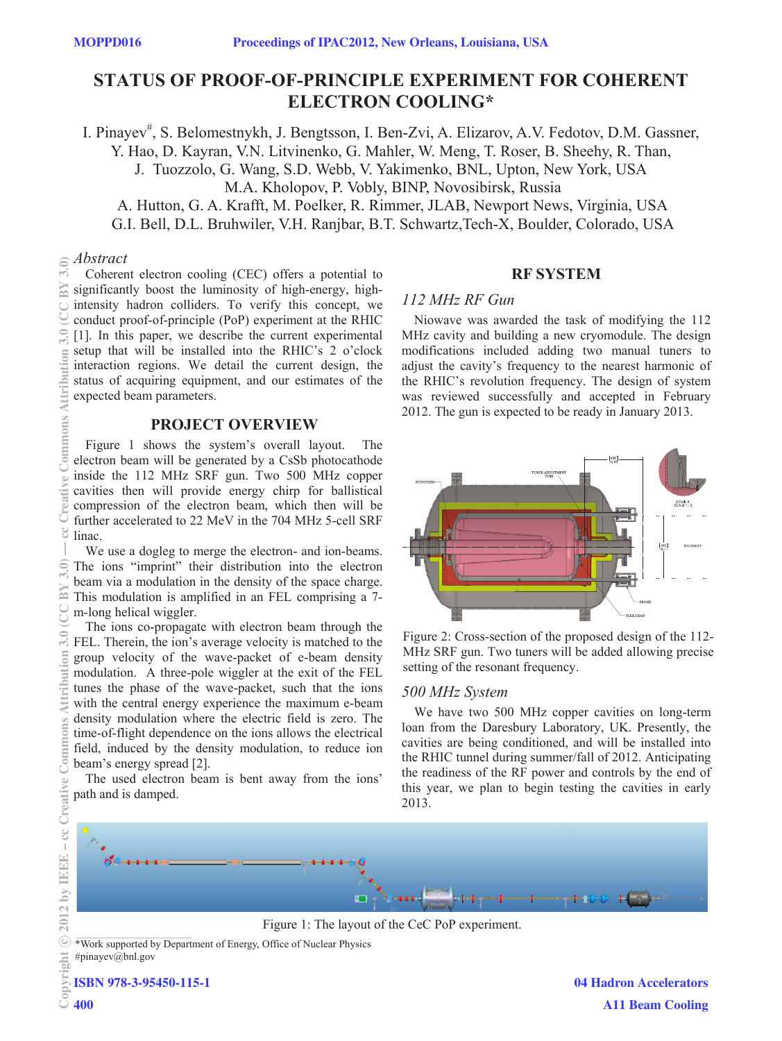# STATUS OF PROOF-OF-PRINCIPLE EXPERIMENT FOR COHERENT ELECTRON COOLING*

I. Pinayev#, S. Belomestnykh, J. Bengtsson, I. Ben-Zvi, A. Elizarov, A.V. Fedotov, D.M. Gassner, Y. Hao, D. Kayran, V.N. Litvinenko, G. Mahler, W. Meng, T. Roser, B. Sheehy, R. Than, J. Tuozzolo, G. Wang, S.D. Webb, V. Yakimenko, BNL, Upton, New York, USA
M.A. Kholopov, P. Vobly, BINP, Novosibirsk, Russia
A. Hutton, G. A. Krafft, M. Poelker, R. Rimmer, JLAB, Newport News, Virginia, USA
G.I. Bell, D.L. Bruhwiler, V.H. Ranjbar, B.T. Schwartz, Tech-X, Boulder, Colorado, USA

### *Abstract*

Coherent electron cooling (CEC) offers a potential to significantly boost the luminosity of high-energy, high-intensity hadron colliders. To verify this concept, we conduct proof-of-principle (PoP) experiment at the RHIC [1]. In this paper, we describe the current experimental setup that will be installed into the RHIC's 2 o'clock interaction regions. We detail the current design, the status of acquiring equipment, and our estimates of the expected beam parameters.

## PROJECT OVERVIEW

Figure 1 shows the system's overall layout. The electron beam will be generated by a CsSb photocathode inside the 112 MHz SRF gun. Two 500 MHz copper cavities then will provide energy chirp for ballistical compression of the electron beam, which then will be further accelerated to 22 MeV in the 704 MHz 5-cell SRF linac.

We use a dogleg to merge the electron- and ion-beams. The ions "imprint" their distribution into the electron beam via a modulation in the density of the space charge. This modulation is amplified in an FEL comprising a 7-m-long helical wiggler.

The ions co-propagate with electron beam through the FEL. Therein, the ion's average velocity is matched to the group velocity of the wave-packet of e-beam density modulation. A three-pole wiggler at the exit of the FEL tunes the phase of the wave-packet, such that the ions with the central energy experience the maximum e-beam density modulation where the electric field is zero. The time-of-flight dependence on the ions allows the electrical field, induced by the density modulation, to reduce ion beam's energy spread [2].

The used electron beam is bent away from the ions' path and is damped.

## RF SYSTEM

### *112 MHz RF Gun*

Niowave was awarded the task of modifying the 112 MHz cavity and building a new cryomodule. The design modifications included adding two manual tuners to adjust the cavity's frequency to the nearest harmonic of the RHIC's revolution frequency. The design of system was reviewed successfully and accepted in February 2012. The gun is expected to be ready in January 2013.

Figure 2: Cross-section of the proposed design of the 112-MHz SRF gun. Two tuners will be added allowing precise setting of the resonant frequency.

### *500 MHz System*

We have two 500 MHz copper cavities on long-term loan from the Daresbury Laboratory, UK. Presently, the cavities are being conditioned, and will be installed into the RHIC tunnel during summer/fall of 2012. Anticipating the readiness of the RF power and controls by the end of this year, we plan to begin testing the cavities in early 2013.

Figure 1: The layout of the CeC PoP experiment.

*Work supported by Department of Energy, Office of Nuclear Physics
#pinayev@bnl.gov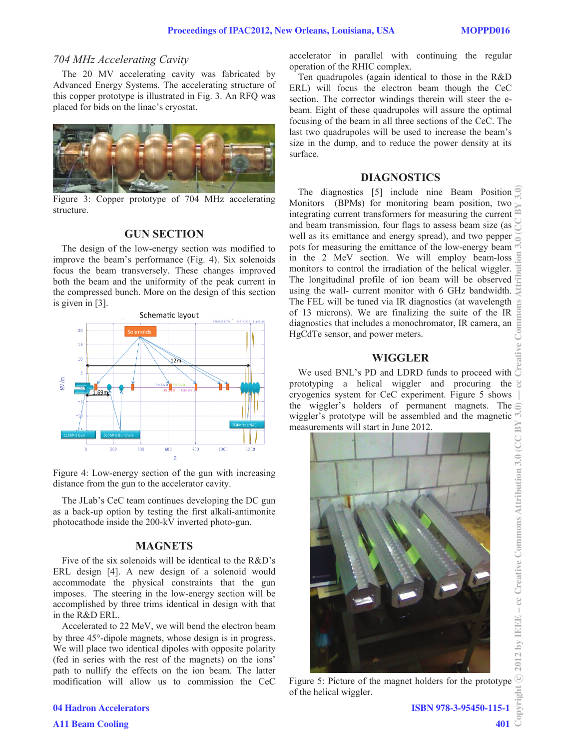### *704 MHz Accelerating Cavity*

The 20 MV accelerating cavity was fabricated by Advanced Energy Systems. The accelerating structure of this copper prototype is illustrated in Fig. 3. An RFQ was placed for bids on the linac's cryostat.

Figure 3: Copper prototype of 704 MHz accelerating structure.

## GUN SECTION

The design of the low-energy section was modified to improve the beam's performance (Fig. 4). Six solenoids focus the beam transversely. These changes improved both the beam and the uniformity of the peak current in the compressed bunch. More on the design of this section is given in [3].

Figure 4: Low-energy section of the gun with increasing distance from the gun to the accelerator cavity.

The JLab's CeC team continues developing the DC gun as a back-up option by testing the first alkali-antimonite photocathode inside the 200-kV inverted photo-gun.

## MAGNETS

Five of the six solenoids will be identical to the R&D's ERL design [4]. A new design of a solenoid would accommodate the physical constraints that the gun imposes. The steering in the low-energy section will be accomplished by three trims identical in design with that in the R&D ERL.

Accelerated to 22 MeV, we will bend the electron beam by three 45°-dipole magnets, whose design is in progress. We will place two identical dipoles with opposite polarity (fed in series with the rest of the magnets) on the ions' path to nullify the effects on the ion beam. The latter modification will allow us to commission the CeC accelerator in parallel with continuing the regular operation of the RHIC complex.

Ten quadrupoles (again identical to those in the R&D ERL) will focus the electron beam though the CeC section. The corrector windings therein will steer the e-beam. Eight of these quadrupoles will assure the optimal focusing of the beam in all three sections of the CeC. The last two quadrupoles will be used to increase the beam's size in the dump, and to reduce the power density at its surface.

## DIAGNOSTICS

The diagnostics [5] include nine Beam Position Monitors (BPMs) for monitoring beam position, two integrating current transformers for measuring the current and beam transmission, four flags to assess beam size (as well as its emittance and energy spread), and two pepper pots for measuring the emittance of the low-energy beam in the 2 MeV section. We will employ beam-loss monitors to control the irradiation of the helical wiggler. The longitudinal profile of ion beam will be observed using the wall- current monitor with 6 GHz bandwidth. The FEL will be tuned via IR diagnostics (at wavelength of 13 microns). We are finalizing the suite of the IR diagnostics that includes a monochromator, IR camera, an HgCdTe sensor, and power meters.

## WIGGLER

We used BNL's PD and LDRD funds to proceed with prototyping a helical wiggler and procuring the cryogenics system for CeC experiment. Figure 5 shows the wiggler's holders of permanent magnets. The wiggler's prototype will be assembled and the magnetic measurements will start in June 2012.

Figure 5: Picture of the magnet holders for the prototype of the helical wiggler.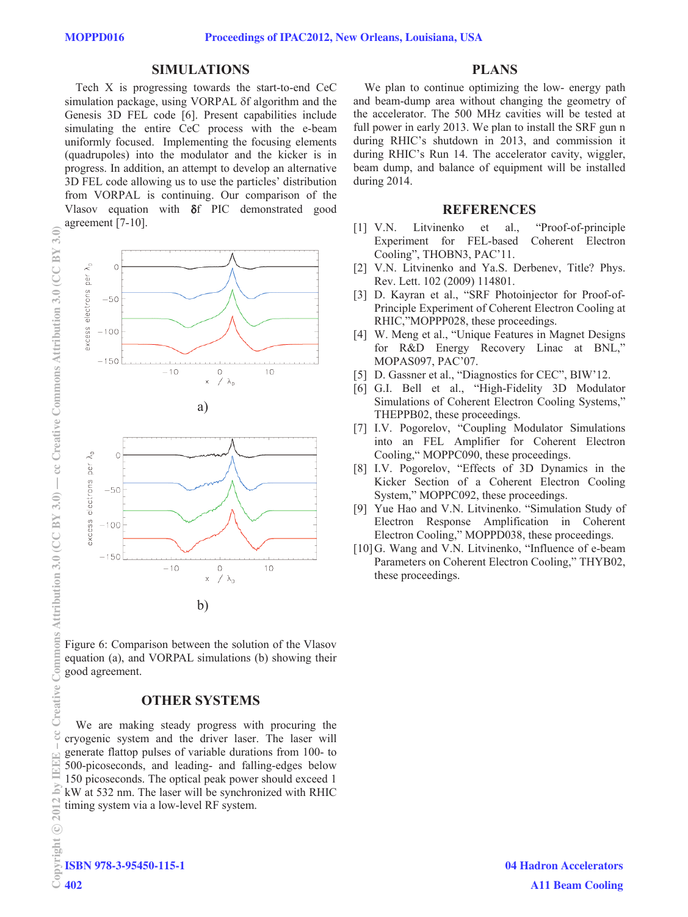## SIMULATIONS

Tech X is progressing towards the start-to-end CeC simulation package, using VORPAL δf algorithm and the Genesis 3D FEL code [6]. Present capabilities include simulating the entire CeC process with the e-beam uniformly focused. Implementing the focusing elements (quadrupoles) into the modulator and the kicker is in progress. In addition, an attempt to develop an alternative 3D FEL code allowing us to use the particles' distribution from VORPAL is continuing. Our comparison of the Vlasov equation with δf PIC demonstrated good agreement [7-10].

excess electrons per $\lambda_D$

0

−50

−100

−150

−10 0 10

$x / \lambda_D$

a)

excess electrons per $\lambda_D$

0

−50

−100

−150

−10 0 10

$x / \lambda_D$

b)

Figure 6: Comparison between the solution of the Vlasov equation (a), and VORPAL simulations (b) showing their good agreement.

## OTHER SYSTEMS

We are making steady progress with procuring the cryogenic system and the driver laser. The laser will generate flattop pulses of variable durations from 100- to 500-picoseconds, and leading- and falling-edges below 150 picoseconds. The optical peak power should exceed 1 kW at 532 nm. The laser will be synchronized with RHIC timing system via a low-level RF system.

## PLANS

We plan to continue optimizing the low- energy path and beam-dump area without changing the geometry of the accelerator. The 500 MHz cavities will be tested at full power in early 2013. We plan to install the SRF gun n during RHIC's shutdown in 2013, and commission it during RHIC's Run 14. The accelerator cavity, wiggler, beam dump, and balance of equipment will be installed during 2014.

## REFERENCES

[1] V.N. Litvinenko et al., "Proof-of-principle Experiment for FEL-based Coherent Electron Cooling", THOBN3, PAC'11.

[2] V.N. Litvinenko and Ya.S. Derbenev, Title? Phys. Rev. Lett. 102 (2009) 114801.

[3] D. Kayran et al., "SRF Photoinjector for Proof-of-Principle Experiment of Coherent Electron Cooling at RHIC,"MOPPP028, these proceedings.

[4] W. Meng et al., "Unique Features in Magnet Designs for R&D Energy Recovery Linac at BNL," MOPAS097, PAC'07.

[5] D. Gassner et al., "Diagnostics for CEC", BIW'12.

[6] G.I. Bell et al., "High-Fidelity 3D Modulator Simulations of Coherent Electron Cooling Systems," THEPPB02, these proceedings.

[7] I.V. Pogorelov, "Coupling Modulator Simulations into an FEL Amplifier for Coherent Electron Cooling," MOPPC090, these proceedings.

[8] I.V. Pogorelov, "Effects of 3D Dynamics in the Kicker Section of a Coherent Electron Cooling System," MOPPC092, these proceedings.

[9] Yue Hao and V.N. Litvinenko. "Simulation Study of Electron Response Amplification in Coherent Electron Cooling," MOPPD038, these proceedings.

[10] G. Wang and V.N. Litvinenko, "Influence of e-beam Parameters on Coherent Electron Cooling," THYB02, these proceedings.